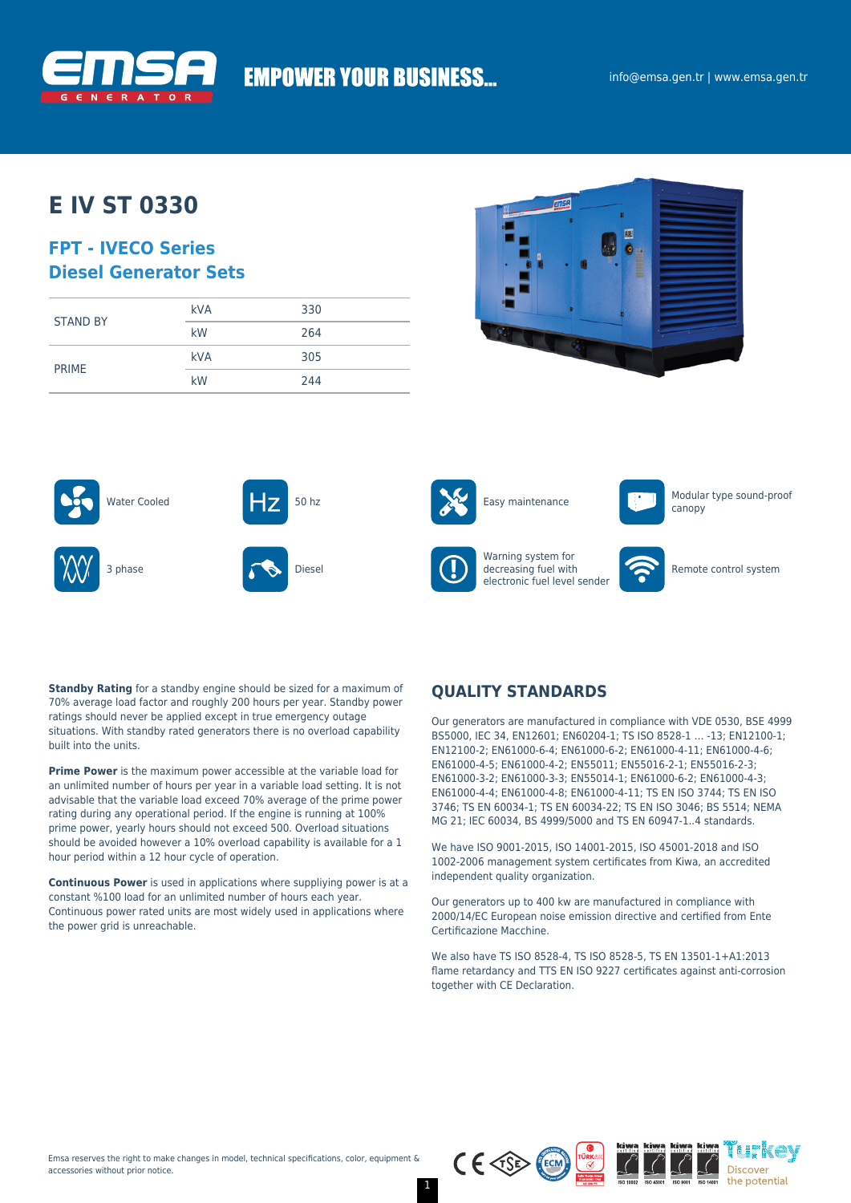EMPOWER YOUR BUSINESS...

info@emsa.gen.tr | www.emsa.gen.tr

# E IV ST 0330

## FPT - IVECO Series Diesel Generator Sets

| | | |
|---|---|---|
| STAND BY | kVA | 330 |
| | kW | 264 |
| PRIME | kVA | 305 |
| | kW | 244 |

- Water Cooled
- 50 hz
- Easy maintenance
- Modular type sound-proof canopy
- 3 phase
- Diesel
- Warning system for decreasing fuel with electronic fuel level sender
- Remote control system

**Standby Rating** for a standby engine should be sized for a maximum of 70% average load factor and roughly 200 hours per year. Standby power ratings should never be applied except in true emergency outage situations. With standby rated generators there is no overload capability built into the units.

**Prime Power** is the maximum power accessible at the variable load for an unlimited number of hours per year in a variable load setting. It is not advisable that the variable load exceed 70% average of the prime power rating during any operational period. If the engine is running at 100% prime power, yearly hours should not exceed 500. Overload situations should be avoided however a 10% overload capability is available for a 1 hour period within a 12 hour cycle of operation.

**Continuous Power** is used in applications where suppliying power is at a constant %100 load for an unlimited number of hours each year. Continuous power rated units are most widely used in applications where the power grid is unreachable.

## QUALITY STANDARDS

Our generators are manufactured in compliance with VDE 0530, BSE 4999 BS5000, IEC 34, EN12601; EN60204-1; TS ISO 8528-1 ... -13; EN12100-1; EN12100-2; EN61000-6-4; EN61000-6-2; EN61000-4-11; EN61000-4-6; EN61000-4-5; EN61000-4-2; EN55011; EN55016-2-1; EN55016-2-3; EN61000-3-2; EN61000-3-3; EN55014-1; EN61000-6-2; EN61000-4-3; EN61000-4-4; EN61000-4-8; EN61000-4-11; TS EN ISO 3744; TS EN ISO 3746; TS EN 60034-1; TS EN 60034-22; TS EN ISO 3046; BS 5514; NEMA MG 21; IEC 60034, BS 4999/5000 and TS EN 60947-1..4 standards.

We have ISO 9001-2015, ISO 14001-2015, ISO 45001-2018 and ISO 1002-2006 management system certificates from Kiwa, an accredited independent quality organization.

Our generators up to 400 kw are manufactured in compliance with 2000/14/EC European noise emission directive and certified from Ente Certificazione Macchine.

We also have TS ISO 8528-4, TS ISO 8528-5, TS EN 13501-1+A1:2013 flame retardancy and TTS EN ISO 9227 certificates against anti-corrosion together with CE Declaration.

Emsa reserves the right to make changes in model, technical specifications, color, equipment & accessories without prior notice.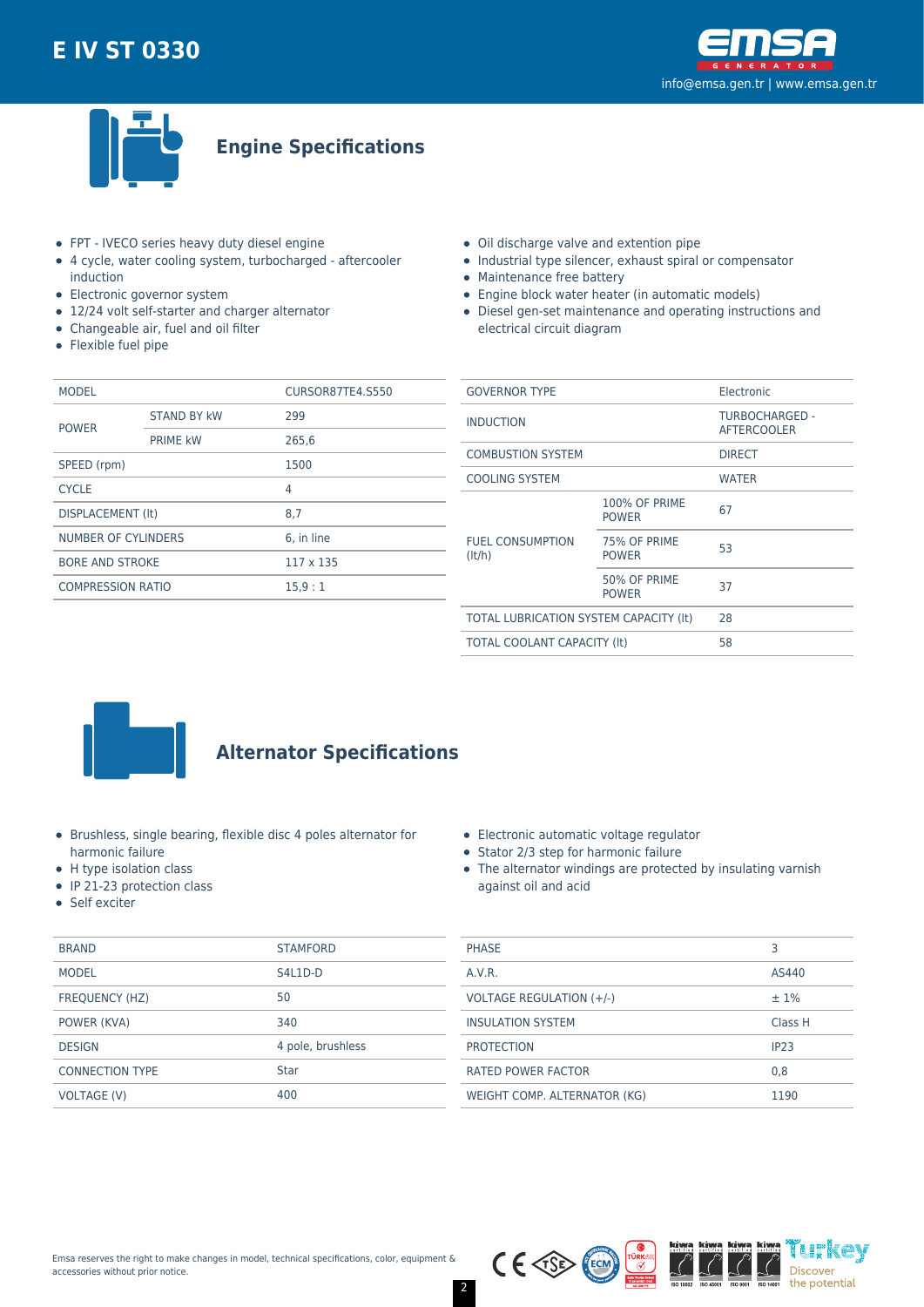# E IV ST 0330

## Engine Specifications

- FPT - IVECO series heavy duty diesel engine
- 4 cycle, water cooling system, turbocharged - aftercooler induction
- Electronic governor system
- 12/24 volt self-starter and charger alternator
- Changeable air, fuel and oil filter
- Flexible fuel pipe
- Oil discharge valve and extention pipe
- Industrial type silencer, exhaust spiral or compensator
- Maintenance free battery
- Engine block water heater (in automatic models)
- Diesel gen-set maintenance and operating instructions and electrical circuit diagram

| MODEL | | CURSOR87TE4.S550 |
|---|---|---|
| POWER | STAND BY kW | 299 |
| | PRIME kW | 265,6 |
| SPEED (rpm) | | 1500 |
| CYCLE | | 4 |
| DISPLACEMENT (lt) | | 8,7 |
| NUMBER OF CYLINDERS | | 6, in line |
| BORE AND STROKE | | 117 x 135 |
| COMPRESSION RATIO | | 15,9 : 1 |

| GOVERNOR TYPE | | Electronic |
|---|---|---|
| INDUCTION | | TURBOCHARGED - AFTERCOOLER |
| COMBUSTION SYSTEM | | DIRECT |
| COOLING SYSTEM | | WATER |
| FUEL CONSUMPTION (lt/h) | 100% OF PRIME POWER | 67 |
| | 75% OF PRIME POWER | 53 |
| | 50% OF PRIME POWER | 37 |
| TOTAL LUBRICATION SYSTEM CAPACITY (lt) | | 28 |
| TOTAL COOLANT CAPACITY (lt) | | 58 |

## Alternator Specifications

- Brushless, single bearing, flexible disc 4 poles alternator for harmonic failure
- H type isolation class
- IP 21-23 protection class
- Self exciter
- Electronic automatic voltage regulator
- Stator 2/3 step for harmonic failure
- The alternator windings are protected by insulating varnish against oil and acid

| BRAND | STAMFORD |
|---|---|
| MODEL | S4L1D-D |
| FREQUENCY (HZ) | 50 |
| POWER (KVA) | 340 |
| DESIGN | 4 pole, brushless |
| CONNECTION TYPE | Star |
| VOLTAGE (V) | 400 |

| PHASE | 3 |
|---|---|
| A.V.R. | AS440 |
| VOLTAGE REGULATION (+/-) | ± 1% |
| INSULATION SYSTEM | Class H |
| PROTECTION | IP23 |
| RATED POWER FACTOR | 0,8 |
| WEIGHT COMP. ALTERNATOR (KG) | 1190 |

Emsa reserves the right to make changes in model, technical specifications, color, equipment & accessories without prior notice.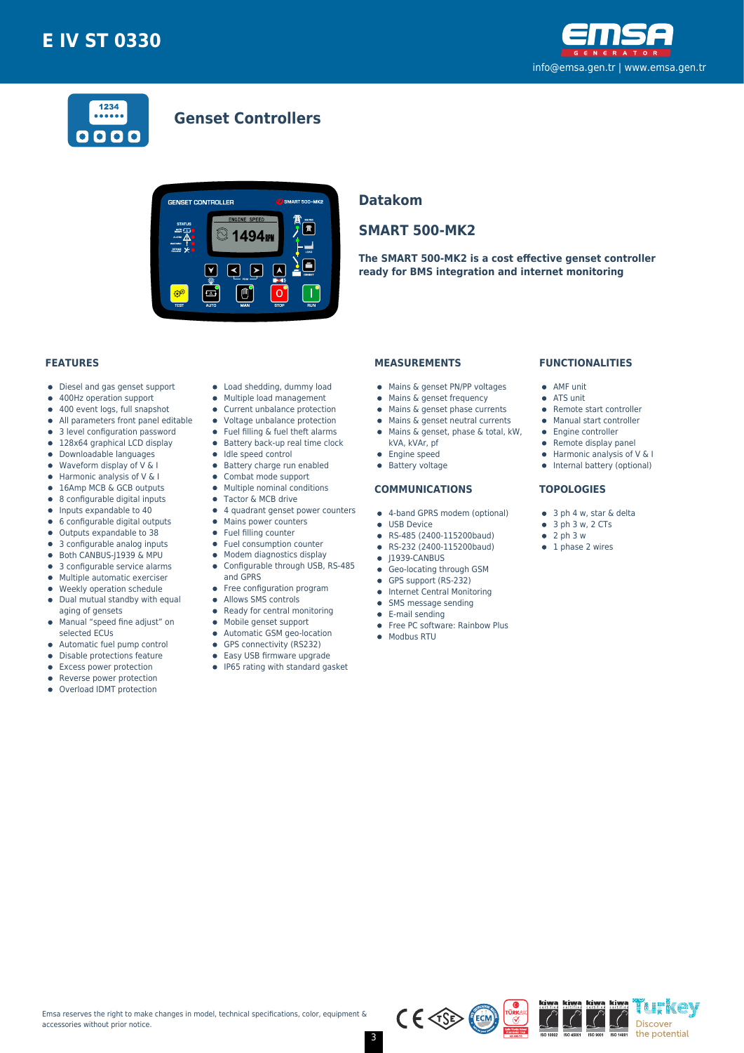# E IV ST 0330

info@emsa.gen.tr | www.emsa.gen.tr

## Genset Controllers

### Datakom

### SMART 500-MK2

**The SMART 500-MK2 is a cost effective genset controller ready for BMS integration and internet monitoring**

#### FEATURES

- Diesel and gas genset support
- 400Hz operation support
- 400 event logs, full snapshot
- All parameters front panel editable
- 3 level configuration password
- 128x64 graphical LCD display
- Downloadable languages
- Waveform display of V & I
- Harmonic analysis of V & I
- 16Amp MCB & GCB outputs
- 8 configurable digital inputs
- Inputs expandable to 40
- 6 configurable digital outputs
- Outputs expandable to 38
- 3 configurable analog inputs
- Both CANBUS-J1939 & MPU
- 3 configurable service alarms
- Multiple automatic exerciser
- Weekly operation schedule
- Dual mutual standby with equal aging of gensets
- Manual “speed fine adjust” on selected ECUs
- Automatic fuel pump control
- Disable protections feature
- Excess power protection
- Reverse power protection
- Overload IDMT protection
- Load shedding, dummy load
- Multiple load management
- Current unbalance protection
- Voltage unbalance protection
- Fuel filling & fuel theft alarms
- Battery back-up real time clock
- Idle speed control
- Battery charge run enabled
- Combat mode support
- Multiple nominal conditions
- Tactor & MCB drive
- 4 quadrant genset power counters
- Mains power counters
- Fuel filling counter
- Fuel consumption counter
- Modem diagnostics display
- Configurable through USB, RS-485 and GPRS
- Free configuration program
- Allows SMS controls
- Ready for central monitoring
- Mobile genset support
- Automatic GSM geo-location
- GPS connectivity (RS232)
- Easy USB firmware upgrade
- IP65 rating with standard gasket

#### MEASUREMENTS

- Mains & genset PN/PP voltages
- Mains & genset frequency
- Mains & genset phase currents
- Mains & genset neutral currents
- Mains & genset, phase & total, kW, kVA, kVAr, pf
- Engine speed
- Battery voltage

#### COMMUNICATIONS

- 4-band GPRS modem (optional)
- USB Device
- RS-485 (2400-115200baud)
- RS-232 (2400-115200baud)
- J1939-CANBUS
- Geo-locating through GSM
- GPS support (RS-232)
- Internet Central Monitoring
- SMS message sending
- E-mail sending
- Free PC software: Rainbow Plus
- Modbus RTU

#### FUNCTIONALITIES

- AMF unit
- ATS unit
- Remote start controller
- Manual start controller
- Engine controller
- Remote display panel
- Harmonic analysis of V & I
- Internal battery (optional)

#### TOPOLOGIES

- 3 ph 4 w, star & delta
- 3 ph 3 w, 2 CTs
- 2 ph 3 w
- 1 phase 2 wires

Emsa reserves the right to make changes in model, technical specifications, color, equipment & accessories without prior notice.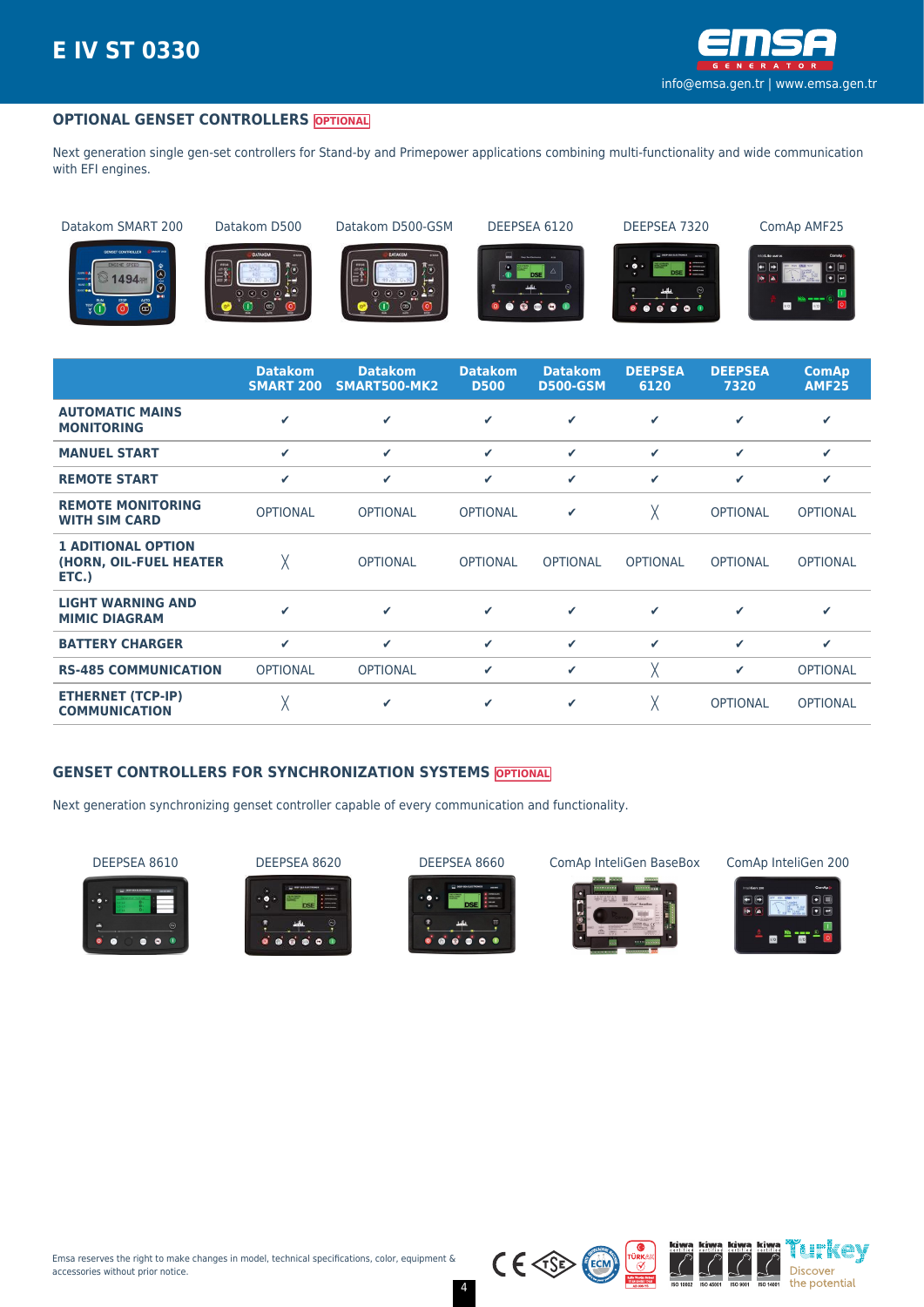## OPTIONAL GENSET CONTROLLERS OPTIONAL

Next generation single gen-set controllers for Stand-by and Primepower applications combining multi-functionality and wide communication with EFI engines.

Datakom SMART 200 | Datakom D500 | Datakom D500-GSM | DEEPSEA 6120 | DEEPSEA 7320 | ComAp AMF25

| | Datakom SMART 200 | Datakom SMART500-MK2 | Datakom D500 | Datakom D500-GSM | DEEPSEA 6120 | DEEPSEA 7320 | ComAp AMF25 |
|---|---|---|---|---|---|---|---|
| AUTOMATIC MAINS MONITORING | ✔ | ✔ | ✔ | ✔ | ✔ | ✔ | ✔ |
| MANUEL START | ✔ | ✔ | ✔ | ✔ | ✔ | ✔ | ✔ |
| REMOTE START | ✔ | ✔ | ✔ | ✔ | ✔ | ✔ | ✔ |
| REMOTE MONITORING WITH SIM CARD | OPTIONAL | OPTIONAL | OPTIONAL | ✔ | ╳ | OPTIONAL | OPTIONAL |
| 1 ADITIONAL OPTION (HORN, OIL-FUEL HEATER ETC.) | ╳ | OPTIONAL | OPTIONAL | OPTIONAL | OPTIONAL | OPTIONAL | OPTIONAL |
| LIGHT WARNING AND MIMIC DIAGRAM | ✔ | ✔ | ✔ | ✔ | ✔ | ✔ | ✔ |
| BATTERY CHARGER | ✔ | ✔ | ✔ | ✔ | ✔ | ✔ | ✔ |
| RS-485 COMMUNICATION | OPTIONAL | OPTIONAL | ✔ | ✔ | ╳ | ✔ | OPTIONAL |
| ETHERNET (TCP-IP) COMMUNICATION | ╳ | ✔ | ✔ | ✔ | ╳ | OPTIONAL | OPTIONAL |

## GENSET CONTROLLERS FOR SYNCHRONIZATION SYSTEMS OPTIONAL

Next generation synchronizing genset controller capable of every communication and functionality.

DEEPSEA 8610 | DEEPSEA 8620 | DEEPSEA 8660 | ComAp InteliGen BaseBox | ComAp InteliGen 200

Emsa reserves the right to make changes in model, technical specifications, color, equipment & accessories without prior notice.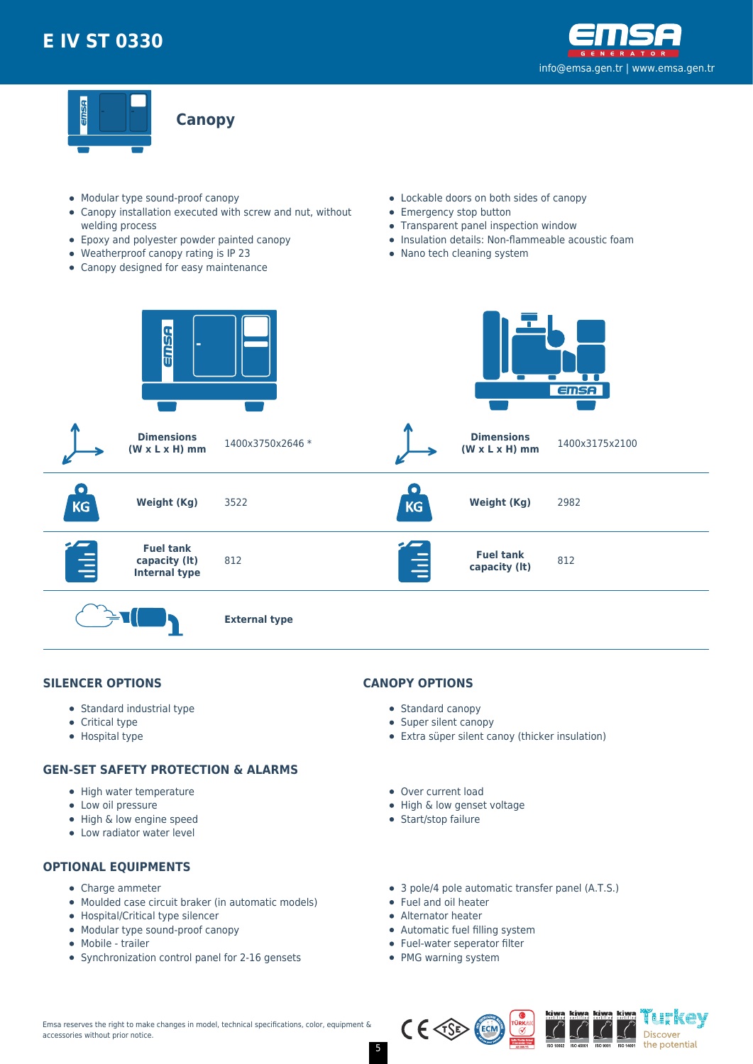# E IV ST 0330

info@emsa.gen.tr | www.emsa.gen.tr

## Canopy

- Modular type sound-proof canopy
- Canopy installation executed with screw and nut, without welding process
- Epoxy and polyester powder painted canopy
- Weatherproof canopy rating is IP 23
- Canopy designed for easy maintenance
- Lockable doors on both sides of canopy
- Emergency stop button
- Transparent panel inspection window
- Insulation details: Non-flammeable acoustic foam
- Nano tech cleaning system

| | | | |
|---|---|---|---|
| **Dimensions (W x L x H) mm** | 1400x3750x2646 * | **Dimensions (W x L x H) mm** | 1400x3175x2100 |
| **Weight (Kg)** | 3522 | **Weight (Kg)** | 2982 |
| **Fuel tank capacity (lt) Internal type** | 812 | **Fuel tank capacity (lt)** | 812 |
| **External type** | | | |

## SILENCER OPTIONS

- Standard industrial type
- Critical type
- Hospital type

## CANOPY OPTIONS

- Standard canopy
- Super silent canopy
- Extra süper silent canoy (thicker insulation)

## GEN-SET SAFETY PROTECTION & ALARMS

- High water temperature
- Low oil pressure
- High & low engine speed
- Low radiator water level
- Over current load
- High & low genset voltage
- Start/stop failure

## OPTIONAL EQUIPMENTS

- Charge ammeter
- Moulded case circuit braker (in automatic models)
- Hospital/Critical type silencer
- Modular type sound-proof canopy
- Mobile - trailer
- Synchronization control panel for 2-16 gensets
- 3 pole/4 pole automatic transfer panel (A.T.S.)
- Fuel and oil heater
- Alternator heater
- Automatic fuel filling system
- Fuel-water seperator filter
- PMG warning system

Emsa reserves the right to make changes in model, technical specifications, color, equipment & accessories without prior notice.